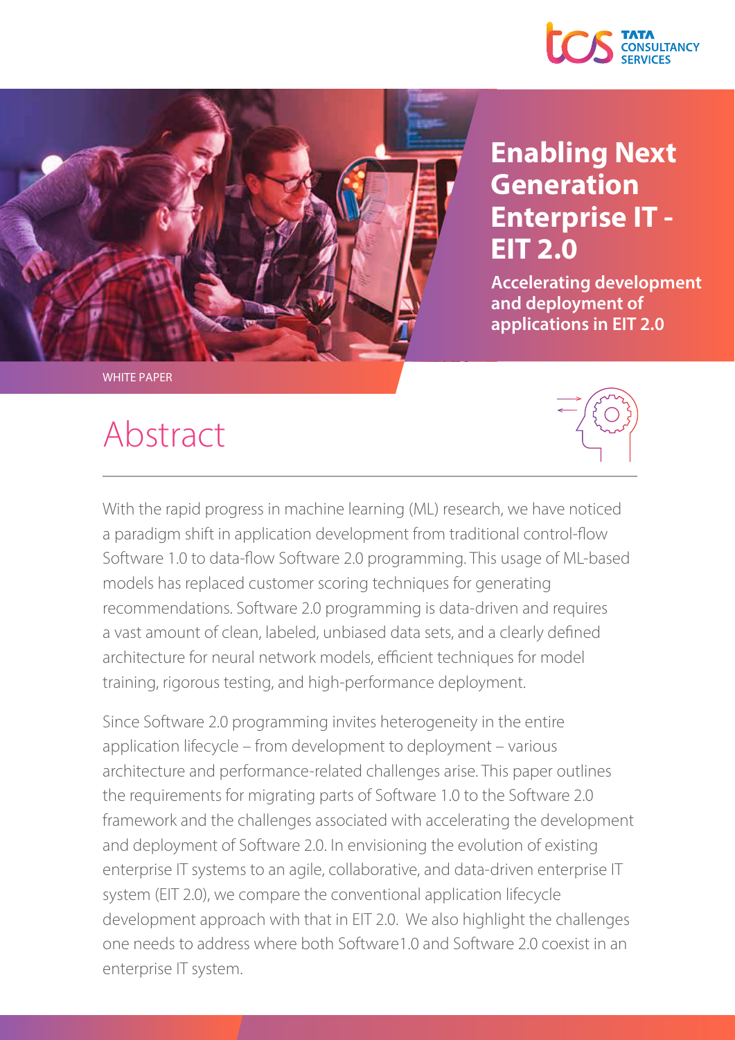# Enabling Next Generation Enterprise IT - EIT 2.0

**Accelerating development and deployment of applications in EIT 2.0**

WHITE PAPER

## Abstract

With the rapid progress in machine learning (ML) research, we have noticed a paradigm shift in application development from traditional control-flow Software 1.0 to data-flow Software 2.0 programming. This usage of ML-based models has replaced customer scoring techniques for generating recommendations. Software 2.0 programming is data-driven and requires a vast amount of clean, labeled, unbiased data sets, and a clearly defined architecture for neural network models, efficient techniques for model training, rigorous testing, and high-performance deployment.

Since Software 2.0 programming invites heterogeneity in the entire application lifecycle – from development to deployment – various architecture and performance-related challenges arise. This paper outlines the requirements for migrating parts of Software 1.0 to the Software 2.0 framework and the challenges associated with accelerating the development and deployment of Software 2.0. In envisioning the evolution of existing enterprise IT systems to an agile, collaborative, and data-driven enterprise IT system (EIT 2.0), we compare the conventional application lifecycle development approach with that in EIT 2.0. We also highlight the challenges one needs to address where both Software1.0 and Software 2.0 coexist in an enterprise IT system.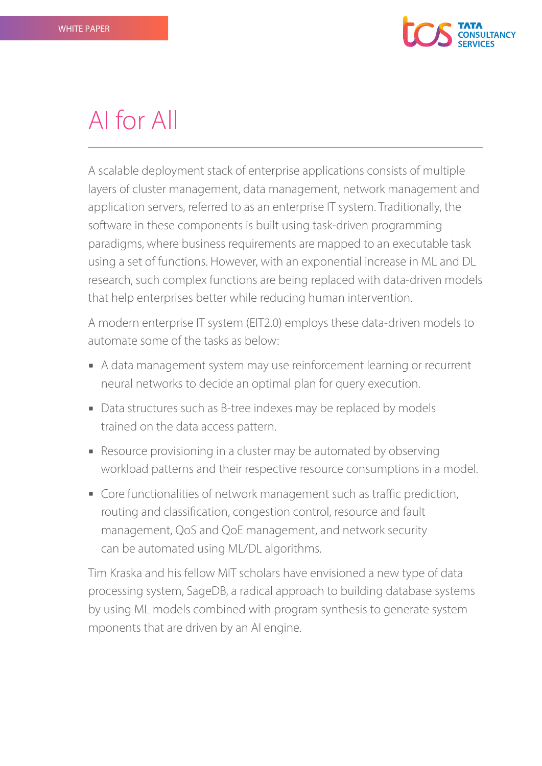A scalable deployment stack of enterprise applications consists of multiple layers of cluster management, data management, network management and application servers, referred to as an enterprise IT system. Traditionally, the software in these components is built using task-driven programming paradigms, where business requirements are mapped to an executable task using a set of functions. However, with an exponential increase in ML and DL research, such complex functions are being replaced with data-driven models that help enterprises better while reducing human intervention.

A modern enterprise IT system (EIT2.0) employs these data-driven models to automate some of the tasks as below:

- A data management system may use reinforcement learning or recurrent neural networks to decide an optimal plan for query execution.
- Data structures such as B-tree indexes may be replaced by models trained on the data access pattern.
- Resource provisioning in a cluster may be automated by observing workload patterns and their respective resource consumptions in a model.
- Core functionalities of network management such as traffic prediction, routing and classification, congestion control, resource and fault management, QoS and QoE management, and network security can be automated using ML/DL algorithms.

Tim Kraska and his fellow MIT scholars have envisioned a new type of data processing system, SageDB, a radical approach to building database systems by using ML models combined with program synthesis to generate system mponents that are driven by an AI engine.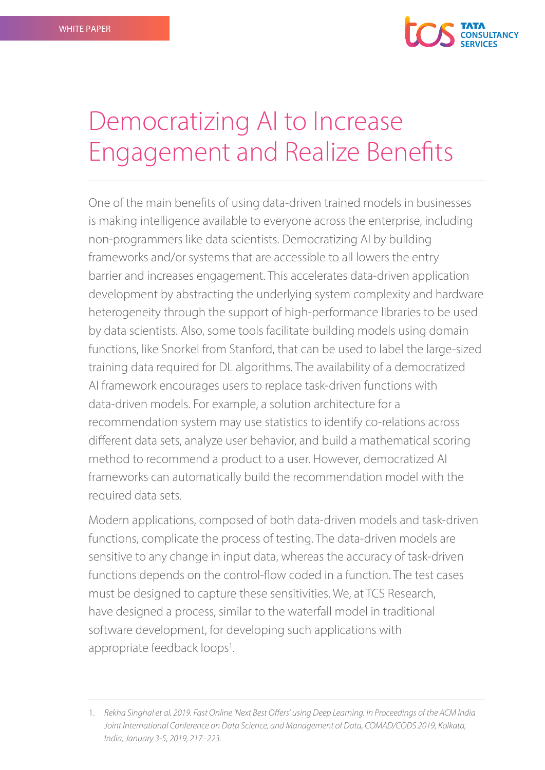# Democratizing AI to Increase Engagement and Realize Benefits

One of the main benefits of using data-driven trained models in businesses is making intelligence available to everyone across the enterprise, including non-programmers like data scientists. Democratizing AI by building frameworks and/or systems that are accessible to all lowers the entry barrier and increases engagement. This accelerates data-driven application development by abstracting the underlying system complexity and hardware heterogeneity through the support of high-performance libraries to be used by data scientists. Also, some tools facilitate building models using domain functions, like Snorkel from Stanford, that can be used to label the large-sized training data required for DL algorithms. The availability of a democratized AI framework encourages users to replace task-driven functions with data-driven models. For example, a solution architecture for a recommendation system may use statistics to identify co-relations across different data sets, analyze user behavior, and build a mathematical scoring method to recommend a product to a user. However, democratized AI frameworks can automatically build the recommendation model with the required data sets.

Modern applications, composed of both data-driven models and task-driven functions, complicate the process of testing. The data-driven models are sensitive to any change in input data, whereas the accuracy of task-driven functions depends on the control-flow coded in a function. The test cases must be designed to capture these sensitivities. We, at TCS Research, have designed a process, similar to the waterfall model in traditional software development, for developing such applications with appropriate feedback loops[1].

1. *Rekha Singhal et al. 2019. Fast Online 'Next Best Offers' using Deep Learning. In Proceedings of the ACM India Joint International Conference on Data Science, and Management of Data, COMAD/CODS 2019, Kolkata, India, January 3-5, 2019, 217–223.*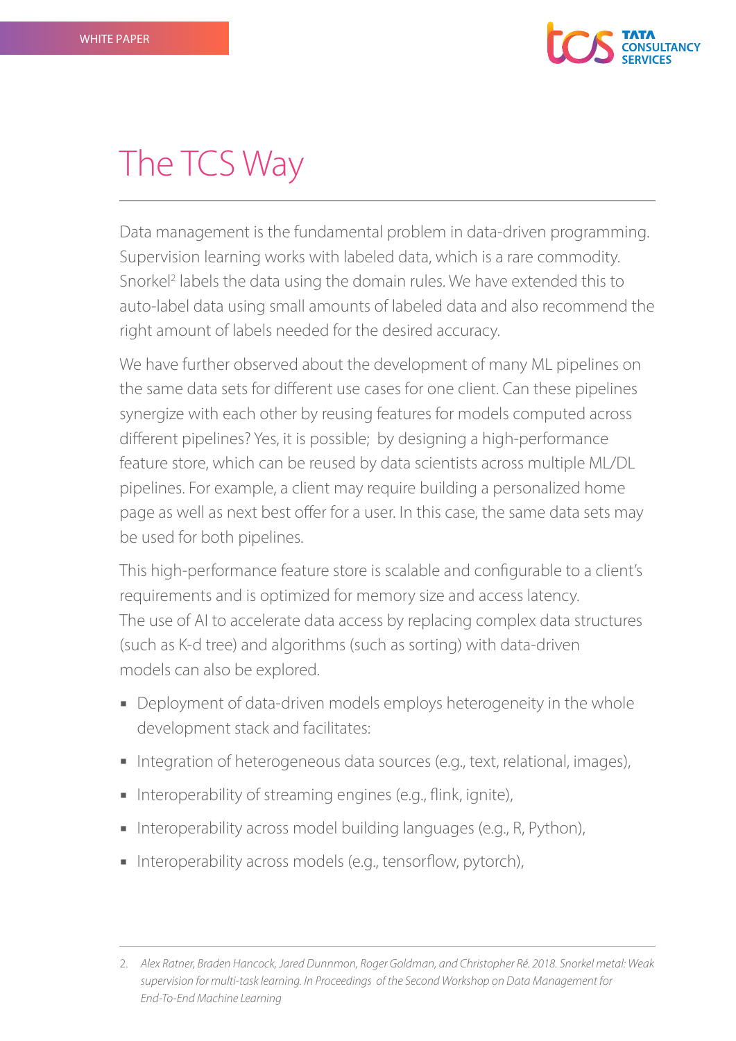# The TCS Way

Data management is the fundamental problem in data-driven programming. Supervision learning works with labeled data, which is a rare commodity. Snorkel[2] labels the data using the domain rules. We have extended this to auto-label data using small amounts of labeled data and also recommend the right amount of labels needed for the desired accuracy.

We have further observed about the development of many ML pipelines on the same data sets for different use cases for one client. Can these pipelines synergize with each other by reusing features for models computed across different pipelines? Yes, it is possible; by designing a high-performance feature store, which can be reused by data scientists across multiple ML/DL pipelines. For example, a client may require building a personalized home page as well as next best offer for a user. In this case, the same data sets may be used for both pipelines.

This high-performance feature store is scalable and configurable to a client's requirements and is optimized for memory size and access latency. The use of AI to accelerate data access by replacing complex data structures (such as K-d tree) and algorithms (such as sorting) with data-driven models can also be explored.

- Deployment of data-driven models employs heterogeneity in the whole development stack and facilitates:
- Integration of heterogeneous data sources (e.g., text, relational, images),
- Interoperability of streaming engines (e.g., flink, ignite),
- Interoperability across model building languages (e.g., R, Python),
- Interoperability across models (e.g., tensorflow, pytorch),

---

2. *Alex Ratner, Braden Hancock, Jared Dunnmon, Roger Goldman, and Christopher Ré. 2018. Snorkel metal: Weak supervision for multi-task learning. In Proceedings of the Second Workshop on Data Management for End-To-End Machine Learning*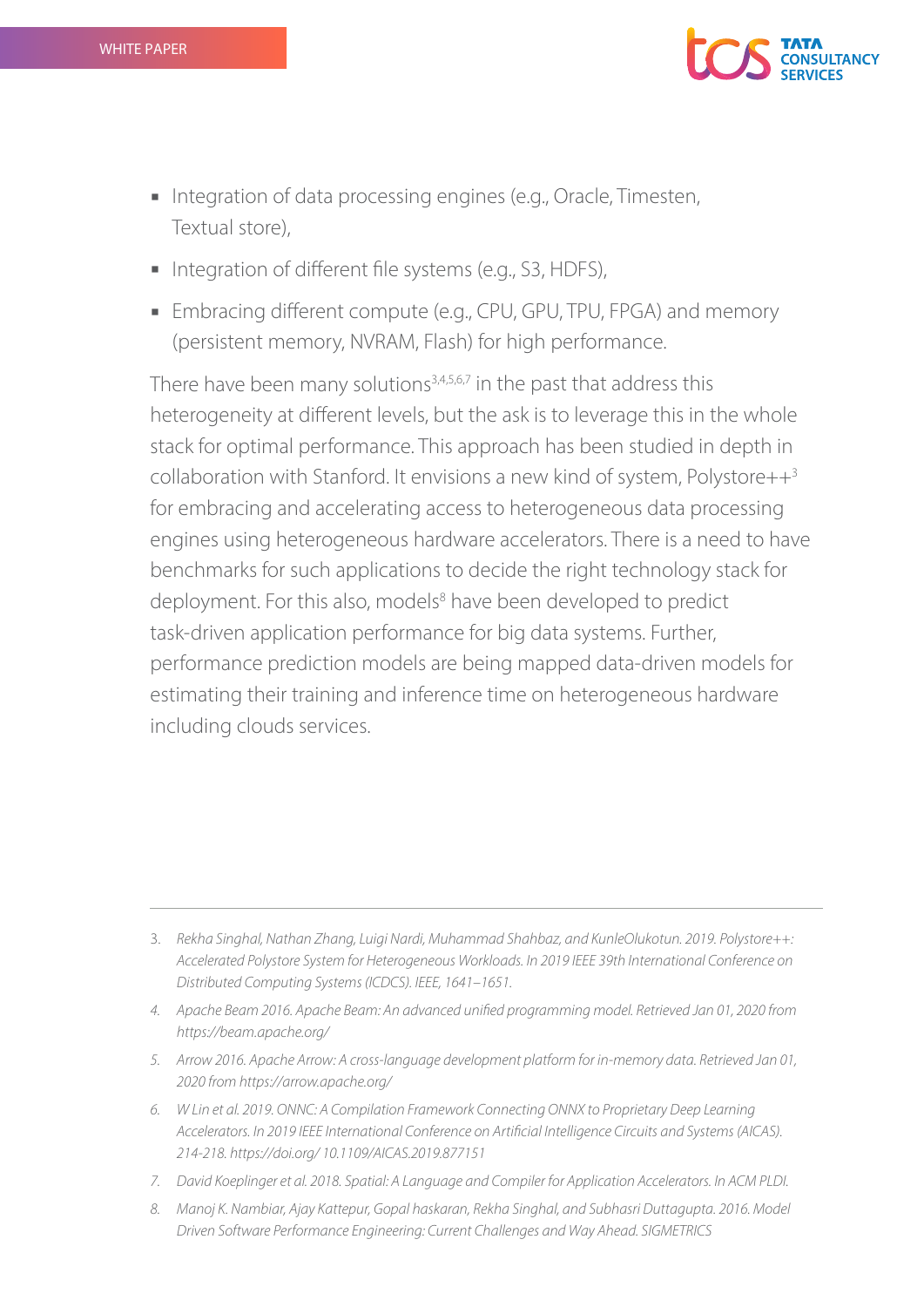- Integration of data processing engines (e.g., Oracle, Timesten, Textual store),
- Integration of different file systems (e.g., S3, HDFS),
- Embracing different compute (e.g., CPU, GPU, TPU, FPGA) and memory (persistent memory, NVRAM, Flash) for high performance.

There have been many solutions[3,4,5,6,7] in the past that address this heterogeneity at different levels, but the ask is to leverage this in the whole stack for optimal performance. This approach has been studied in depth in collaboration with Stanford. It envisions a new kind of system, Polystore++[3] for embracing and accelerating access to heterogeneous data processing engines using heterogeneous hardware accelerators. There is a need to have benchmarks for such applications to decide the right technology stack for deployment. For this also, models[8] have been developed to predict task-driven application performance for big data systems. Further, performance prediction models are being mapped data-driven models for estimating their training and inference time on heterogeneous hardware including clouds services.

---

3. *Rekha Singhal, Nathan Zhang, Luigi Nardi, Muhammad Shahbaz, and KunleOlukotun. 2019. Polystore++: Accelerated Polystore System for Heterogeneous Workloads. In 2019 IEEE 39th International Conference on Distributed Computing Systems (ICDCS). IEEE, 1641–1651.*
4. *Apache Beam 2016. Apache Beam: An advanced unified programming model. Retrieved Jan 01, 2020 from https://beam.apache.org/*
5. *Arrow 2016. Apache Arrow: A cross-language development platform for in-memory data. Retrieved Jan 01, 2020 from https://arrow.apache.org/*
6. *W Lin et al. 2019. ONNC: A Compilation Framework Connecting ONNX to Proprietary Deep Learning Accelerators. In 2019 IEEE International Conference on Artificial Intelligence Circuits and Systems (AICAS). 214-218. https://doi.org/ 10.1109/AICAS.2019.877151*
7. *David Koeplinger et al. 2018. Spatial: A Language and Compiler for Application Accelerators. In ACM PLDI.*
8. *Manoj K. Nambiar, Ajay Kattepur, Gopal haskaran, Rekha Singhal, and Subhasri Duttagupta. 2016. Model Driven Software Performance Engineering: Current Challenges and Way Ahead. SIGMETRICS*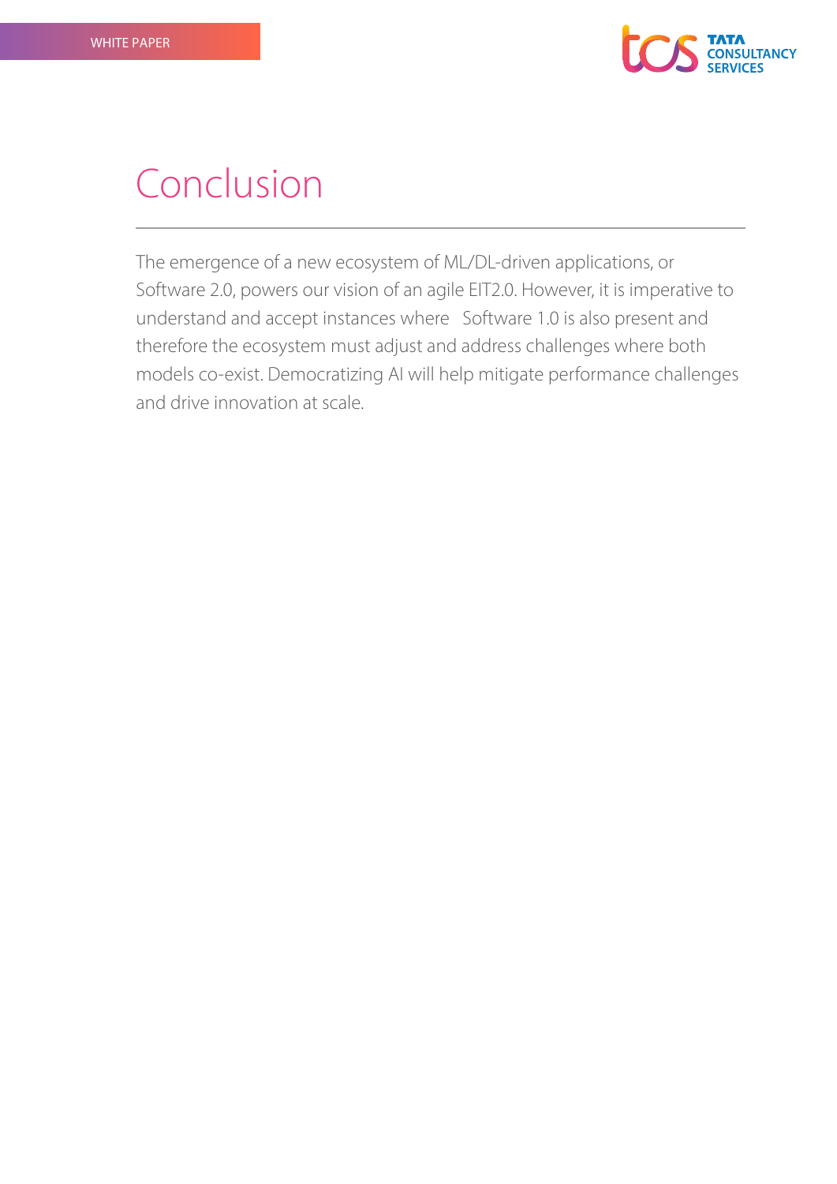# Conclusion

The emergence of a new ecosystem of ML/DL-driven applications, or Software 2.0, powers our vision of an agile EIT2.0. However, it is imperative to understand and accept instances where Software 1.0 is also present and therefore the ecosystem must adjust and address challenges where both models co-exist. Democratizing AI will help mitigate performance challenges and drive innovation at scale.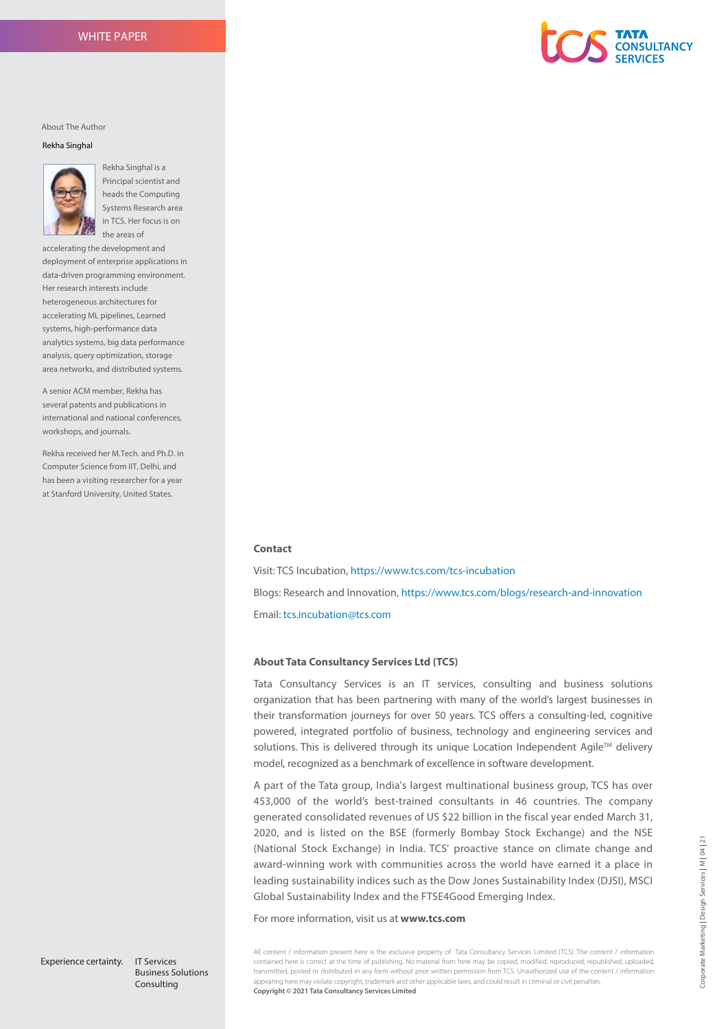WHITE PAPER

About The Author

Rekha Singhal

Rekha Singhal is a Principal scientist and heads the Computing Systems Research area in TCS. Her focus is on the areas of accelerating the development and deployment of enterprise applications in data-driven programming environment. Her research interests include heterogeneous architectures for accelerating ML pipelines, Learned systems, high-performance data analytics systems, big data performance analysis, query optimization, storage area networks, and distributed systems.

A senior ACM member, Rekha has several patents and publications in international and national conferences, workshops, and journals.

Rekha received her M.Tech. and Ph.D. in Computer Science from IIT, Delhi, and has been a visiting researcher for a year at Stanford University, United States.

**Contact**

Visit: TCS Incubation, https://www.tcs.com/tcs-incubation

Blogs: Research and Innovation, https://www.tcs.com/blogs/research-and-innovation

Email: tcs.incubation@tcs.com

**About Tata Consultancy Services Ltd (TCS)**

Tata Consultancy Services is an IT services, consulting and business solutions organization that has been partnering with many of the world's largest businesses in their transformation journeys for over 50 years. TCS offers a consulting-led, cognitive powered, integrated portfolio of business, technology and engineering services and solutions. This is delivered through its unique Location Independent Agile™ delivery model, recognized as a benchmark of excellence in software development.

A part of the Tata group, India's largest multinational business group, TCS has over 453,000 of the world's best-trained consultants in 46 countries. The company generated consolidated revenues of US $22 billion in the fiscal year ended March 31, 2020, and is listed on the BSE (formerly Bombay Stock Exchange) and the NSE (National Stock Exchange) in India. TCS' proactive stance on climate change and award-winning work with communities across the world have earned it a place in leading sustainability indices such as the Dow Jones Sustainability Index (DJSI), MSCI Global Sustainability Index and the FTSE4Good Emerging Index.

For more information, visit us at **www.tcs.com**

Experience certainty.

IT Services
Business Solutions
Consulting

All content / information present here is the exclusive property of Tata Consultancy Services Limited (TCS). The content / information contained here is correct at the time of publishing. No material from here may be copied, modified, reproduced, republished, uploaded, transmitted, posted or distributed in any form without prior written permission from TCS. Unauthorized use of the content / information appearing here may violate copyright, trademark and other applicable laws, and could result in criminal or civil penalties.
**Copyright © 2021 Tata Consultancy Services Limited**

Corporate Marketing | Design Services | M | 04 | 21